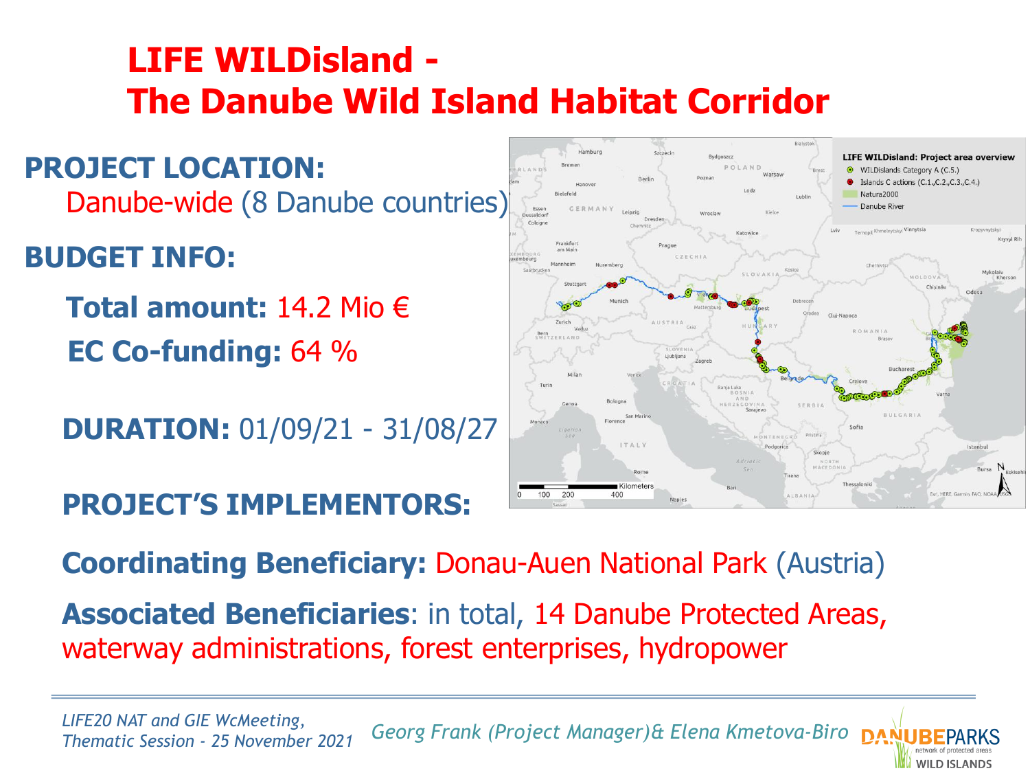# LIFE WILDisland - The Danube Wild Island Habitat Corridor

**PROJECT LOCATION:**
Danube-wide (8 Danube countries)

**BUDGET INFO:**

**Total amount:** 14.2 Mio €

**EC Co-funding:** 64 %

**DURATION:** 01/09/21 - 31/08/27

**PROJECT'S IMPLEMENTORS:**

**Coordinating Beneficiary:** Donau-Auen National Park (Austria)

**Associated Beneficiaries**: in total, 14 Danube Protected Areas, waterway administrations, forest enterprises, hydropower

*LIFE20 NAT and GIE WcMeeting, Thematic Session - 25 November 2021*

*Georg Frank (Project Manager)& Elena Kmetova-Biro*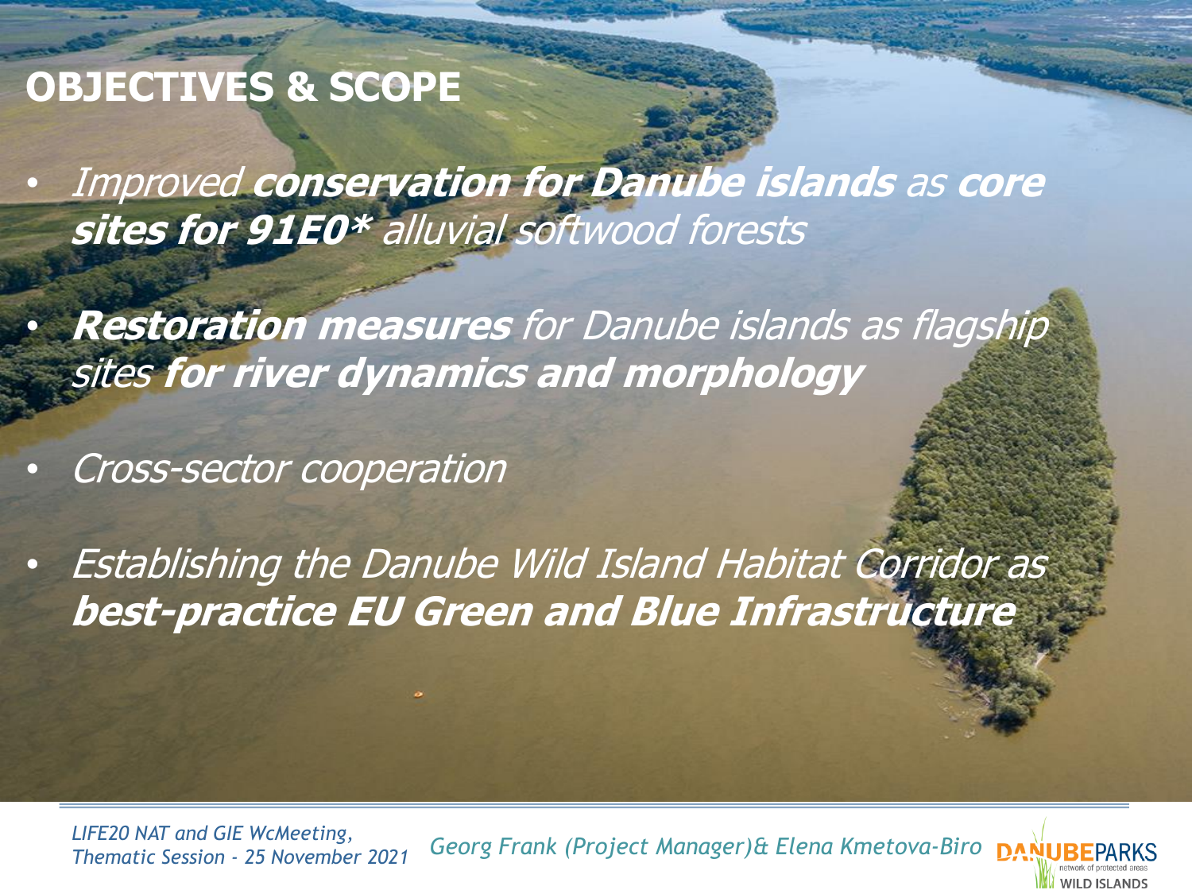# OBJECTIVES & SCOPE

- *Improved **conservation for Danube islands** as **core sites for 91E0**** *alluvial softwood forests*
- ***Restoration measures*** *for Danube islands as flagship sites* ***for river dynamics and morphology***
- *Cross-sector cooperation*
- *Establishing the Danube Wild Island Habitat Corridor as* ***best-practice EU Green and Blue Infrastructure***

*LIFE20 NAT and GIE WcMeeting, Thematic Session - 25 November 2021*

*Georg Frank (Project Manager)& Elena Kmetova-Biro*

DANUBEPARKS network of protected areas WILD ISLANDS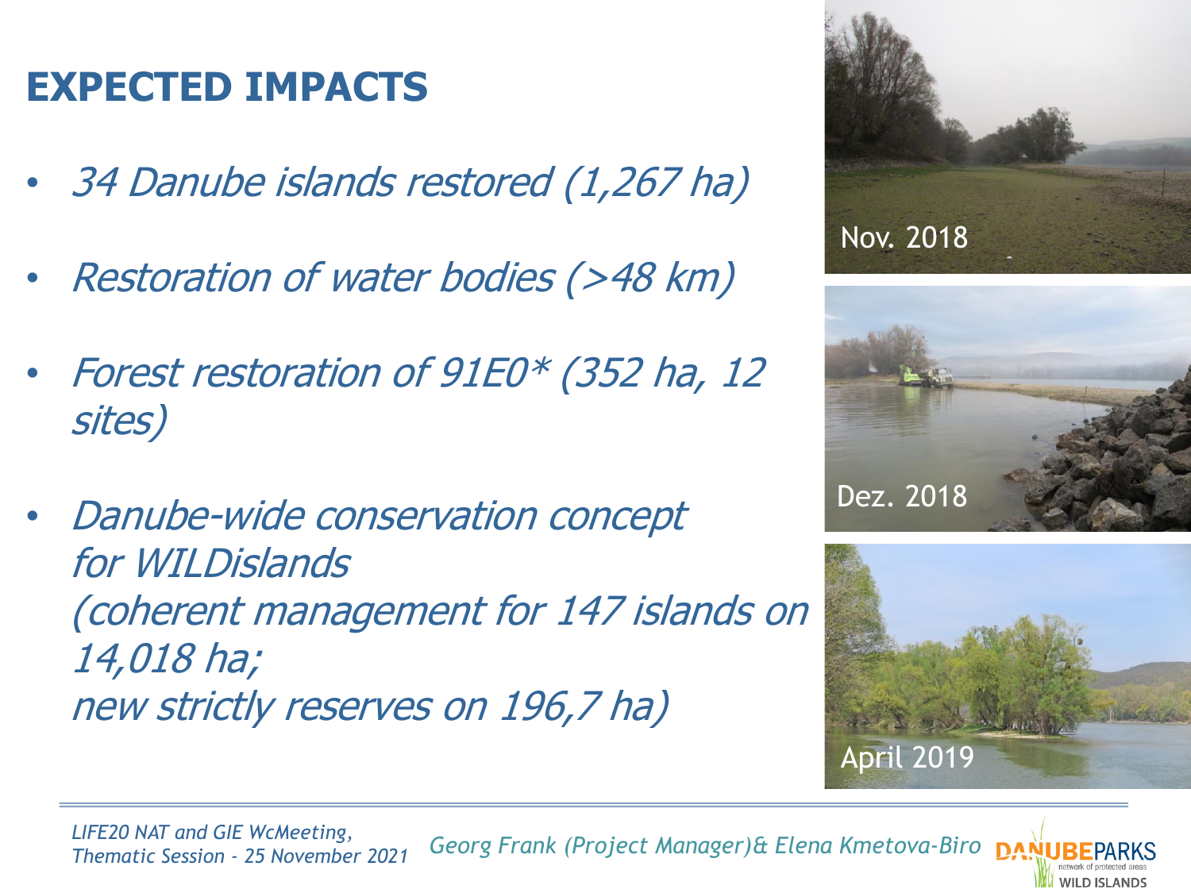# EXPECTED IMPACTS

- *34 Danube islands restored (1,267 ha)*
- *Restoration of water bodies (>48 km)*
- *Forest restoration of 91E0* (352 ha, 12 sites)*
- *Danube-wide conservation concept for WILDislands (coherent management for 147 islands on 14,018 ha; new strictly reserves on 196,7 ha)*

Nov. 2018

Dez. 2018

April 2019

*LIFE20 NAT and GIE WcMeeting, Thematic Session - 25 November 2021*

*Georg Frank (Project Manager)& Elena Kmetova-Biro*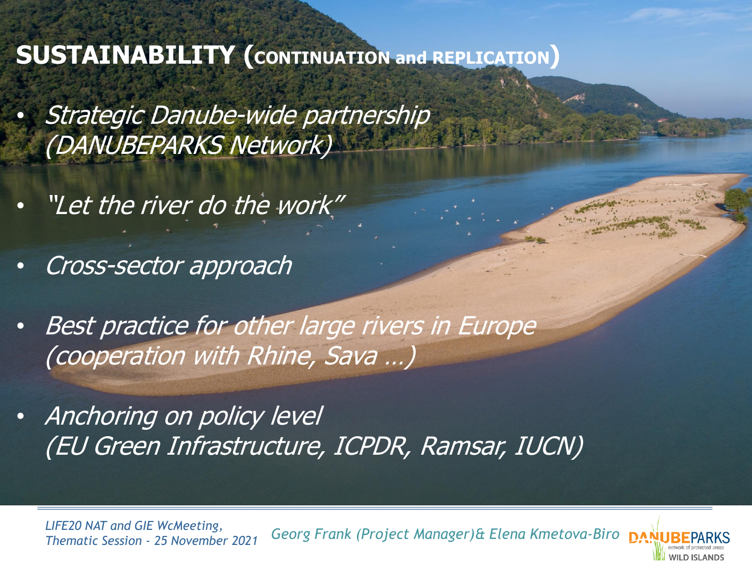# SUSTAINABILITY (CONTINUATION and REPLICATION)

- *Strategic Danube-wide partnership (DANUBEPARKS Network)*
- *"Let the river do the work"*
- *Cross-sector approach*
- *Best practice for other large rivers in Europe (cooperation with Rhine, Sava …)*
- *Anchoring on policy level (EU Green Infrastructure, ICPDR, Ramsar, IUCN)*

*LIFE20 NAT and GIE WcMeeting, Thematic Session - 25 November 2021*

*Georg Frank (Project Manager)& Elena Kmetova-Biro*

DANUBEPARKS network of protected areas WILD ISLANDS